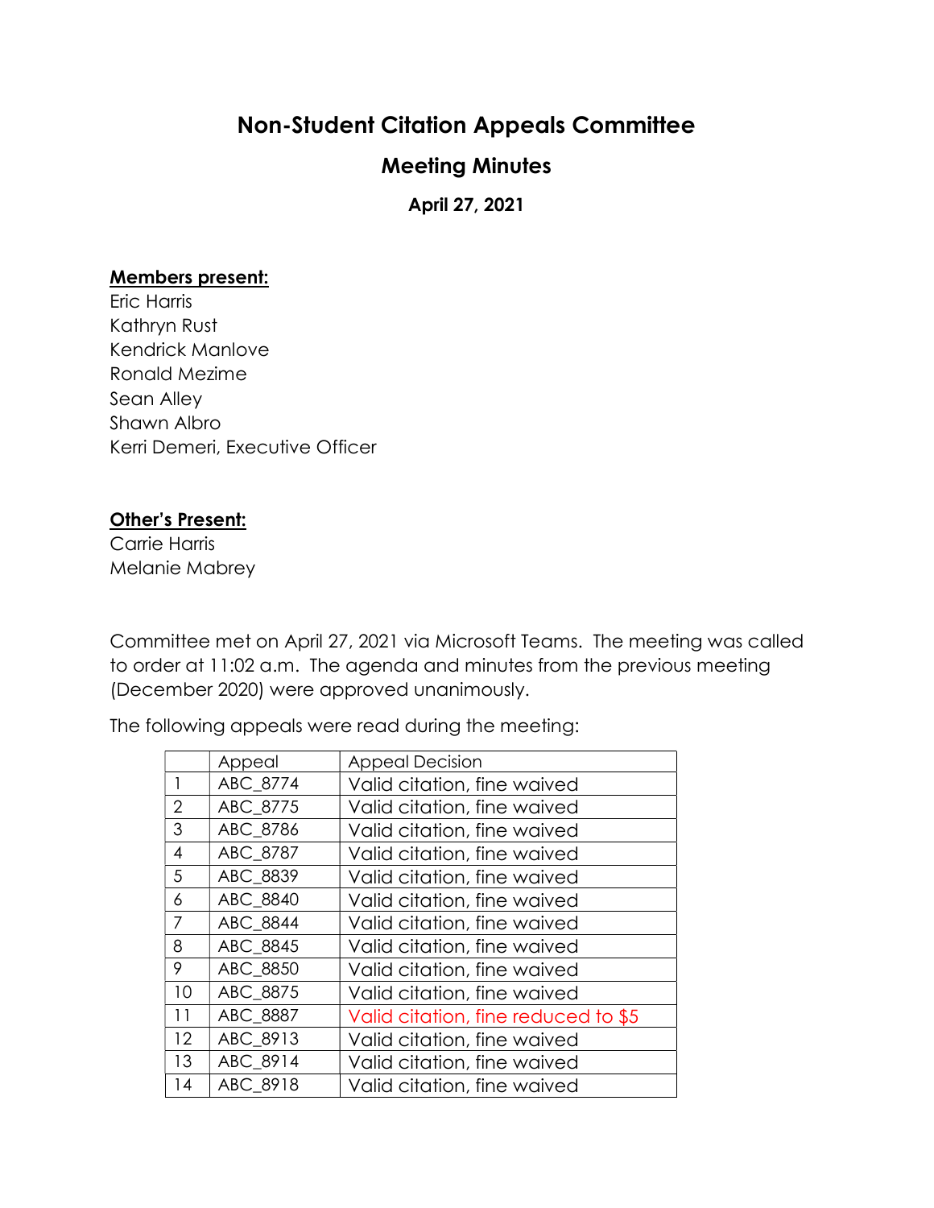# Non-Student Citation Appeals Committee

## Meeting Minutes

**April 27, 2021**

**Members present:**

Eric Harris
Kathryn Rust
Kendrick Manlove
Ronald Mezime
Sean Alley
Shawn Albro
Kerri Demeri, Executive Officer

**Other's Present:**

Carrie Harris
Melanie Mabrey

Committee met on April 27, 2021 via Microsoft Teams. The meeting was called to order at 11:02 a.m. The agenda and minutes from the previous meeting (December 2020) were approved unanimously.

The following appeals were read during the meeting:

| | Appeal | Appeal Decision |
|---|---|---|
| 1 | ABC_8774 | Valid citation, fine waived |
| 2 | ABC_8775 | Valid citation, fine waived |
| 3 | ABC_8786 | Valid citation, fine waived |
| 4 | ABC_8787 | Valid citation, fine waived |
| 5 | ABC_8839 | Valid citation, fine waived |
| 6 | ABC_8840 | Valid citation, fine waived |
| 7 | ABC_8844 | Valid citation, fine waived |
| 8 | ABC_8845 | Valid citation, fine waived |
| 9 | ABC_8850 | Valid citation, fine waived |
| 10 | ABC_8875 | Valid citation, fine waived |
| 11 | ABC_8887 | Valid citation, fine reduced to $5 |
| 12 | ABC_8913 | Valid citation, fine waived |
| 13 | ABC_8914 | Valid citation, fine waived |
| 14 | ABC_8918 | Valid citation, fine waived |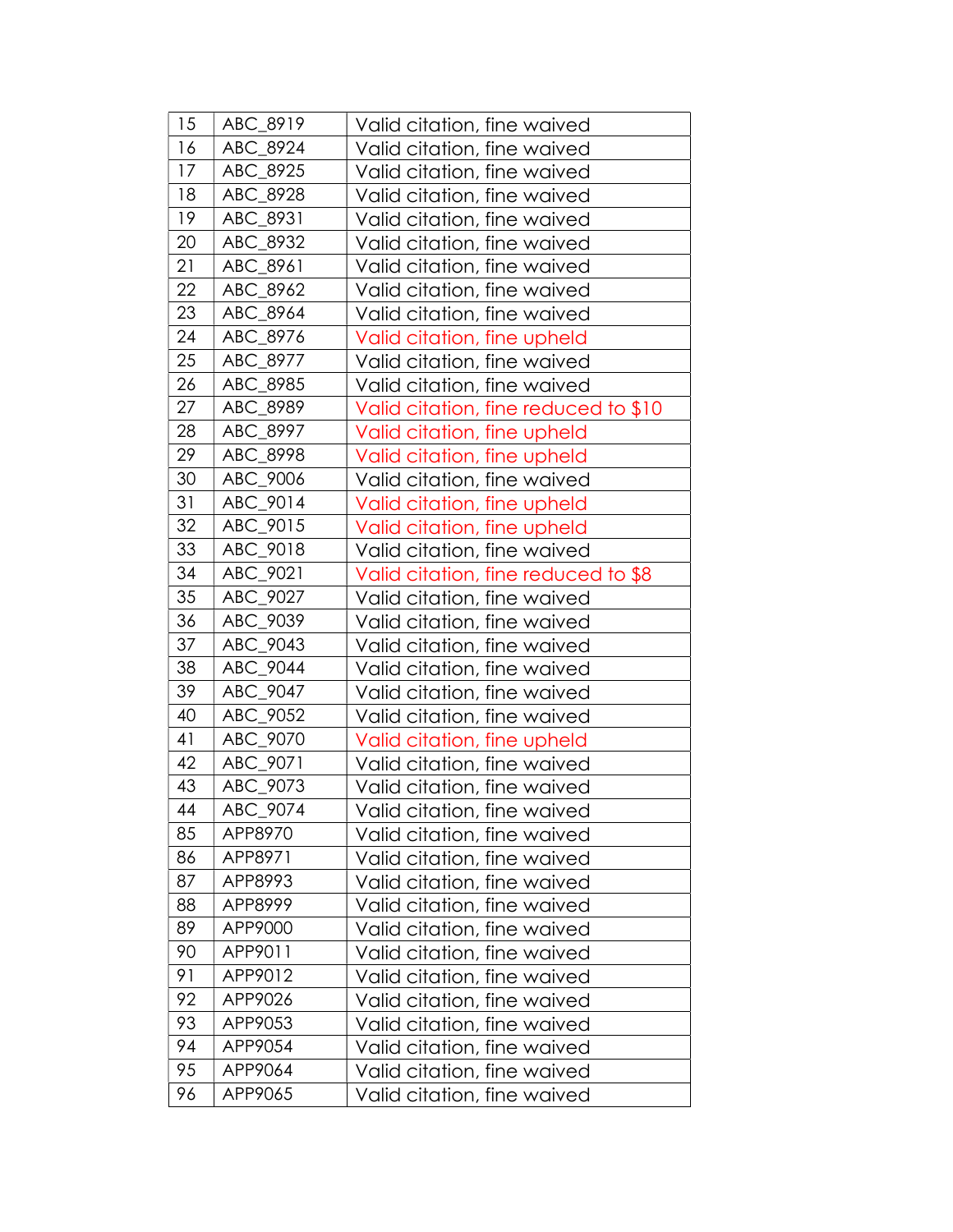| 15 | ABC_8919 | Valid citation, fine waived |
|---|---|---|
| 16 | ABC_8924 | Valid citation, fine waived |
| 17 | ABC_8925 | Valid citation, fine waived |
| 18 | ABC_8928 | Valid citation, fine waived |
| 19 | ABC_8931 | Valid citation, fine waived |
| 20 | ABC_8932 | Valid citation, fine waived |
| 21 | ABC_8961 | Valid citation, fine waived |
| 22 | ABC_8962 | Valid citation, fine waived |
| 23 | ABC_8964 | Valid citation, fine waived |
| 24 | ABC_8976 | Valid citation, fine upheld |
| 25 | ABC_8977 | Valid citation, fine waived |
| 26 | ABC_8985 | Valid citation, fine waived |
| 27 | ABC_8989 | Valid citation, fine reduced to $10 |
| 28 | ABC_8997 | Valid citation, fine upheld |
| 29 | ABC_8998 | Valid citation, fine upheld |
| 30 | ABC_9006 | Valid citation, fine waived |
| 31 | ABC_9014 | Valid citation, fine upheld |
| 32 | ABC_9015 | Valid citation, fine upheld |
| 33 | ABC_9018 | Valid citation, fine waived |
| 34 | ABC_9021 | Valid citation, fine reduced to $8 |
| 35 | ABC_9027 | Valid citation, fine waived |
| 36 | ABC_9039 | Valid citation, fine waived |
| 37 | ABC_9043 | Valid citation, fine waived |
| 38 | ABC_9044 | Valid citation, fine waived |
| 39 | ABC_9047 | Valid citation, fine waived |
| 40 | ABC_9052 | Valid citation, fine waived |
| 41 | ABC_9070 | Valid citation, fine upheld |
| 42 | ABC_9071 | Valid citation, fine waived |
| 43 | ABC_9073 | Valid citation, fine waived |
| 44 | ABC_9074 | Valid citation, fine waived |
| 85 | APP8970 | Valid citation, fine waived |
| 86 | APP8971 | Valid citation, fine waived |
| 87 | APP8993 | Valid citation, fine waived |
| 88 | APP8999 | Valid citation, fine waived |
| 89 | APP9000 | Valid citation, fine waived |
| 90 | APP9011 | Valid citation, fine waived |
| 91 | APP9012 | Valid citation, fine waived |
| 92 | APP9026 | Valid citation, fine waived |
| 93 | APP9053 | Valid citation, fine waived |
| 94 | APP9054 | Valid citation, fine waived |
| 95 | APP9064 | Valid citation, fine waived |
| 96 | APP9065 | Valid citation, fine waived |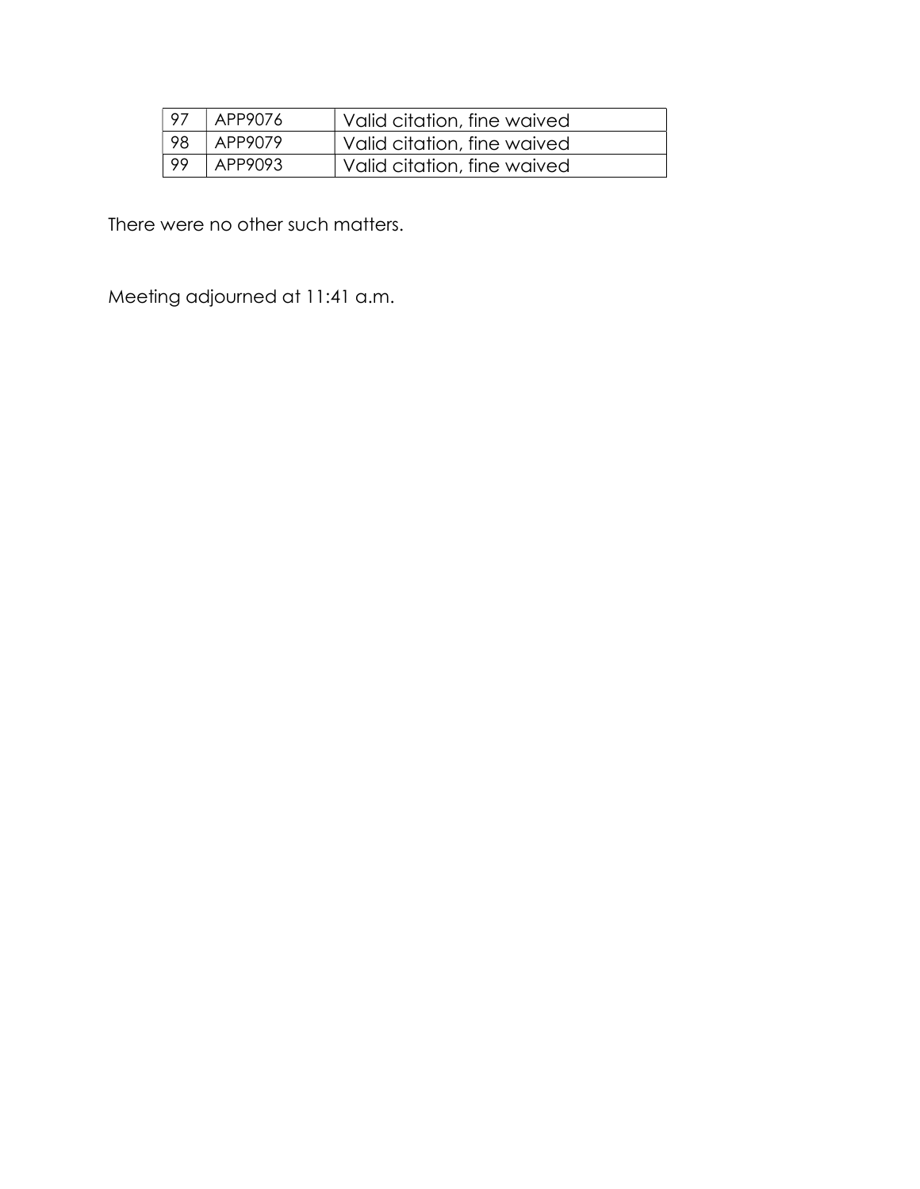| | | |
|---|---|---|
| 97 | APP9076 | Valid citation, fine waived |
| 98 | APP9079 | Valid citation, fine waived |
| 99 | APP9093 | Valid citation, fine waived |

There were no other such matters.

Meeting adjourned at 11:41 a.m.